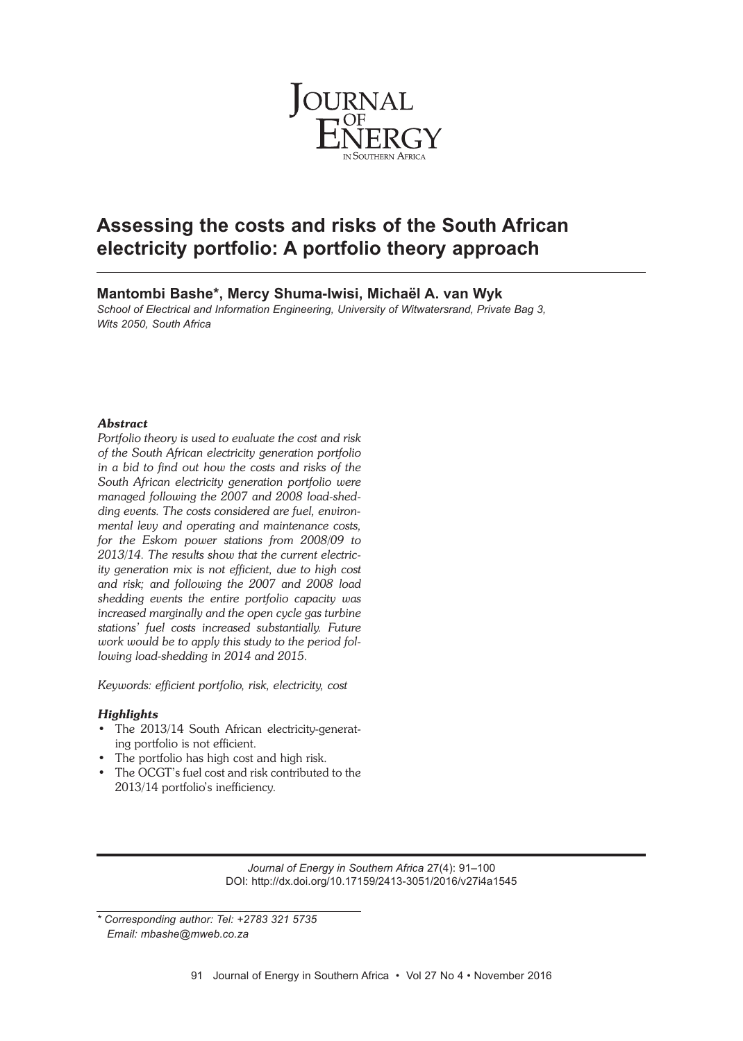# Assessing the costs and risks of the South African electricity portfolio: A portfolio theory approach

**Mantombi Bashe*, Mercy Shuma-Iwisi, Michaël A. van Wyk**

*School of Electrical and Information Engineering, University of Witwatersrand, Private Bag 3, Wits 2050, South Africa*

### *Abstract*

*Portfolio theory is used to evaluate the cost and risk of the South African electricity generation portfolio in a bid to find out how the costs and risks of the South African electricity generation portfolio were managed following the 2007 and 2008 load-shedding events. The costs considered are fuel, environmental levy and operating and maintenance costs, for the Eskom power stations from 2008/09 to 2013/14. The results show that the current electricity generation mix is not efficient, due to high cost and risk; and following the 2007 and 2008 load shedding events the entire portfolio capacity was increased marginally and the open cycle gas turbine stations' fuel costs increased substantially. Future work would be to apply this study to the period following load-shedding in 2014 and 2015.*

*Keywords: efficient portfolio, risk, electricity, cost*

### *Highlights*

- The 2013/14 South African electricity-generating portfolio is not efficient.
- The portfolio has high cost and high risk.
- The OCGT's fuel cost and risk contributed to the 2013/14 portfolio's inefficiency.

*Journal of Energy in Southern Africa* 27(4): 91–100
DOI: http://dx.doi.org/10.17159/2413-3051/2016/v27i4a1545

\* *Corresponding author: Tel: +2783 321 5735*
*Email: mbashe@mweb.co.za*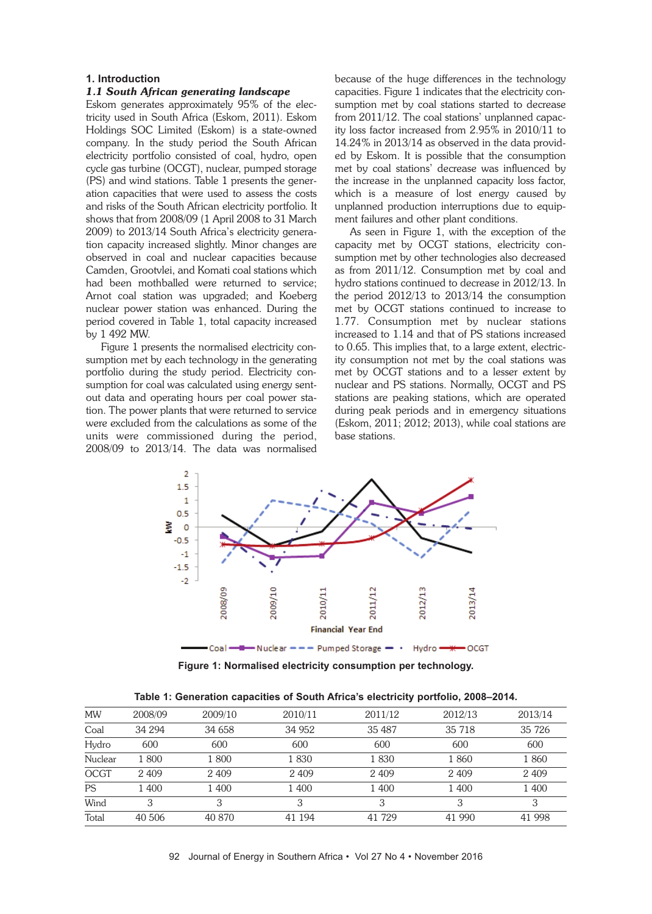# 1. Introduction

## *1.1 South African generating landscape*

Eskom generates approximately 95% of the electricity used in South Africa (Eskom, 2011). Eskom Holdings SOC Limited (Eskom) is a state-owned company. In the study period the South African electricity portfolio consisted of coal, hydro, open cycle gas turbine (OCGT), nuclear, pumped storage (PS) and wind stations. Table 1 presents the generation capacities that were used to assess the costs and risks of the South African electricity portfolio. It shows that from 2008/09 (1 April 2008 to 31 March 2009) to 2013/14 South Africa's electricity generation capacity increased slightly. Minor changes are observed in coal and nuclear capacities because Camden, Grootvlei, and Komati coal stations which had been mothballed were returned to service; Arnot coal station was upgraded; and Koeberg nuclear power station was enhanced. During the period covered in Table 1, total capacity increased by 1 492 MW.

Figure 1 presents the normalised electricity consumption met by each technology in the generating portfolio during the study period. Electricity consumption for coal was calculated using energy sent-out data and operating hours per coal power station. The power plants that were returned to service were excluded from the calculations as some of the units were commissioned during the period, 2008/09 to 2013/14. The data was normalised because of the huge differences in the technology capacities. Figure 1 indicates that the electricity consumption met by coal stations started to decrease from 2011/12. The coal stations' unplanned capacity loss factor increased from 2.95% in 2010/11 to 14.24% in 2013/14 as observed in the data provided by Eskom. It is possible that the consumption met by coal stations' decrease was influenced by the increase in the unplanned capacity loss factor, which is a measure of lost energy caused by unplanned production interruptions due to equipment failures and other plant conditions.

As seen in Figure 1, with the exception of the capacity met by OCGT stations, electricity consumption met by other technologies also decreased as from 2011/12. Consumption met by coal and hydro stations continued to decrease in 2012/13. In the period 2012/13 to 2013/14 the consumption met by OCGT stations continued to increase to 1.77. Consumption met by nuclear stations increased to 1.14 and that of PS stations increased to 0.65. This implies that, to a large extent, electricity consumption not met by the coal stations was met by OCGT stations and to a lesser extent by nuclear and PS stations. Normally, OCGT and PS stations are peaking stations, which are operated during peak periods and in emergency situations (Eskom, 2011; 2012; 2013), while coal stations are base stations.

**Figure 1: Normalised electricity consumption per technology.**

**Table 1: Generation capacities of South Africa's electricity portfolio, 2008–2014.**

| MW | 2008/09 | 2009/10 | 2010/11 | 2011/12 | 2012/13 | 2013/14 |
|---|---|---|---|---|---|---|
| Coal | 34 294 | 34 658 | 34 952 | 35 487 | 35 718 | 35 726 |
| Hydro | 600 | 600 | 600 | 600 | 600 | 600 |
| Nuclear | 1 800 | 1 800 | 1 830 | 1 830 | 1 860 | 1 860 |
| OCGT | 2 409 | 2 409 | 2 409 | 2 409 | 2 409 | 2 409 |
| PS | 1 400 | 1 400 | 1 400 | 1 400 | 1 400 | 1 400 |
| Wind | 3 | 3 | 3 | 3 | 3 | 3 |
| Total | 40 506 | 40 870 | 41 194 | 41 729 | 41 990 | 41 998 |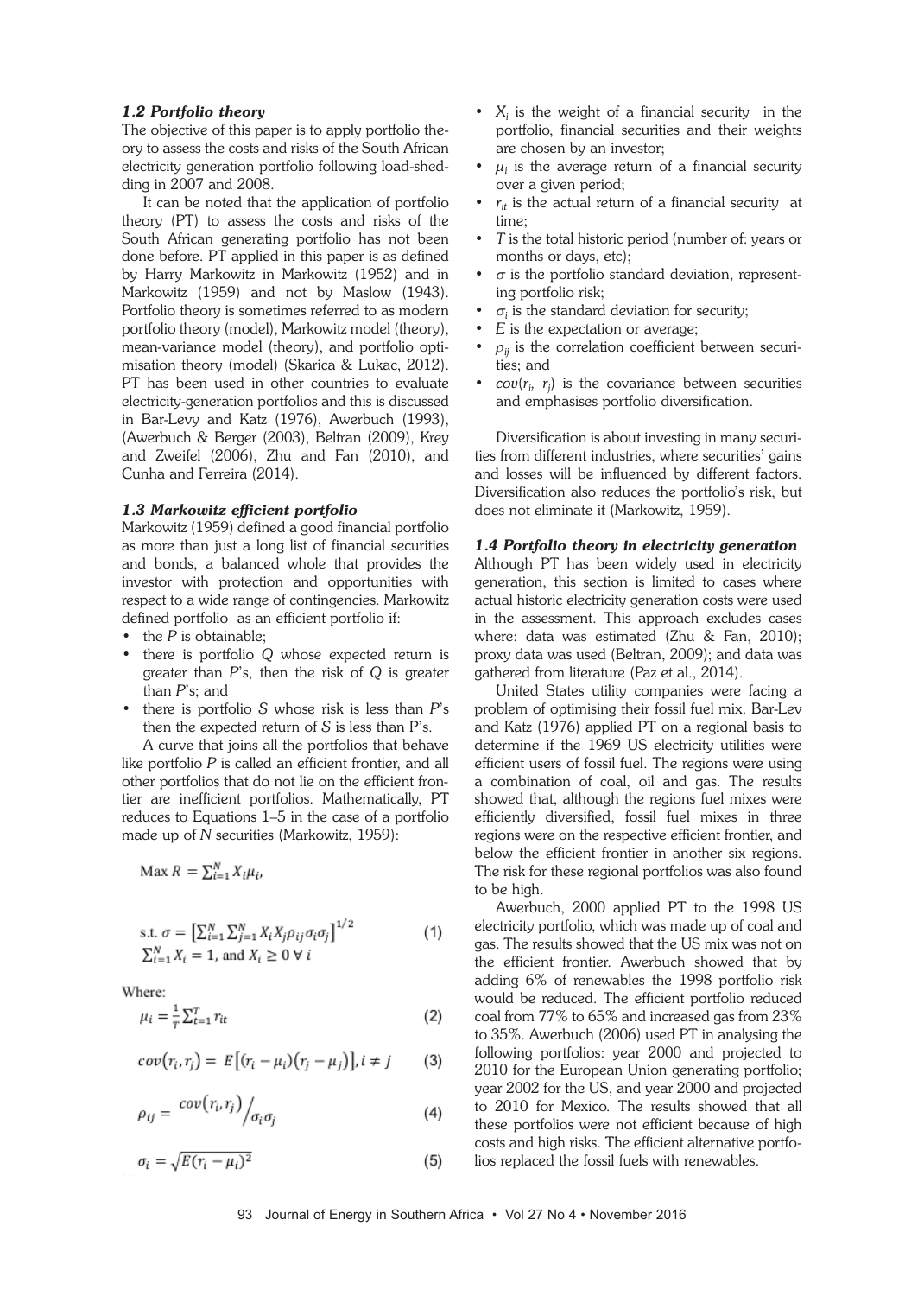### *1.2 Portfolio theory*

The objective of this paper is to apply portfolio theory to assess the costs and risks of the South African electricity generation portfolio following load-shedding in 2007 and 2008.

It can be noted that the application of portfolio theory (PT) to assess the costs and risks of the South African generating portfolio has not been done before. PT applied in this paper is as defined by Harry Markowitz in Markowitz (1952) and in Markowitz (1959) and not by Maslow (1943). Portfolio theory is sometimes referred to as modern portfolio theory (model), Markowitz model (theory), mean-variance model (theory), and portfolio optimisation theory (model) (Skarica & Lukac, 2012). PT has been used in other countries to evaluate electricity-generation portfolios and this is discussed in Bar-Levy and Katz (1976), Awerbuch (1993), (Awerbuch & Berger (2003), Beltran (2009), Krey and Zweifel (2006), Zhu and Fan (2010), and Cunha and Ferreira (2014).

### *1.3 Markowitz efficient portfolio*

Markowitz (1959) defined a good financial portfolio as more than just a long list of financial securities and bonds, a balanced whole that provides the investor with protection and opportunities with respect to a wide range of contingencies. Markowitz defined portfolio as an efficient portfolio if:

- the *P* is obtainable;
- there is portfolio *Q* whose expected return is greater than *P*'s, then the risk of *Q* is greater than *P*'s; and
- there is portfolio *S* whose risk is less than *P*'s then the expected return of *S* is less than P's.

A curve that joins all the portfolios that behave like portfolio *P* is called an efficient frontier, and all other portfolios that do not lie on the efficient frontier are inefficient portfolios. Mathematically, PT reduces to Equations 1–5 in the case of a portfolio made up of *N* securities (Markowitz, 1959):

$$\text{Max } R = \sum_{i=1}^{N} X_i \mu_i,$$

$$\text{s.t. } \sigma = \left[\sum_{i=1}^{N}\sum_{j=1}^{N} X_i X_j \rho_{ij} \sigma_i \sigma_j\right]^{1/2} \quad (1)$$
$$\sum_{i=1}^{N} X_i = 1, \text{ and } X_i \geq 0 \ \forall\ i$$

Where:

$$\mu_i = \frac{1}{T}\sum_{t=1}^{T} r_{it} \quad (2)$$

$$cov(r_i, r_j) = E\left[(r_i - \mu_i)(r_j - \mu_j)\right], i \neq j \quad (3)$$

$$\rho_{ij} = {cov(r_i, r_j)}\big/{\sigma_i \sigma_j} \quad (4)$$

$$\sigma_i = \sqrt{E(r_i - \mu_i)^2} \quad (5)$$

- $X_i$ is the weight of a financial security in the portfolio, financial securities and their weights are chosen by an investor;
- $\mu_i$ is the average return of a financial security over a given period;
- $r_{it}$ is the actual return of a financial security at time;
- *T* is the total historic period (number of: years or months or days, etc);
- $\sigma$ is the portfolio standard deviation, representing portfolio risk;
- $\sigma_i$ is the standard deviation for security;
- *E* is the expectation or average;
- $\rho_{ij}$ is the correlation coefficient between securities; and
- $cov(r_i, r_j)$ is the covariance between securities and emphasises portfolio diversification.

Diversification is about investing in many securities from different industries, where securities' gains and losses will be influenced by different factors. Diversification also reduces the portfolio's risk, but does not eliminate it (Markowitz, 1959).

### *1.4 Portfolio theory in electricity generation*

Although PT has been widely used in electricity generation, this section is limited to cases where actual historic electricity generation costs were used in the assessment. This approach excludes cases where: data was estimated (Zhu & Fan, 2010); proxy data was used (Beltran, 2009); and data was gathered from literature (Paz et al., 2014).

United States utility companies were facing a problem of optimising their fossil fuel mix. Bar-Lev and Katz (1976) applied PT on a regional basis to determine if the 1969 US electricity utilities were efficient users of fossil fuel. The regions were using a combination of coal, oil and gas. The results showed that, although the regions fuel mixes were efficiently diversified, fossil fuel mixes in three regions were on the respective efficient frontier, and below the efficient frontier in another six regions. The risk for these regional portfolios was also found to be high.

Awerbuch, 2000 applied PT to the 1998 US electricity portfolio, which was made up of coal and gas. The results showed that the US mix was not on the efficient frontier. Awerbuch showed that by adding 6% of renewables the 1998 portfolio risk would be reduced. The efficient portfolio reduced coal from 77% to 65% and increased gas from 23% to 35%. Awerbuch (2006) used PT in analysing the following portfolios: year 2000 and projected to 2010 for the European Union generating portfolio; year 2002 for the US, and year 2000 and projected to 2010 for Mexico. The results showed that all these portfolios were not efficient because of high costs and high risks. The efficient alternative portfolios replaced the fossil fuels with renewables.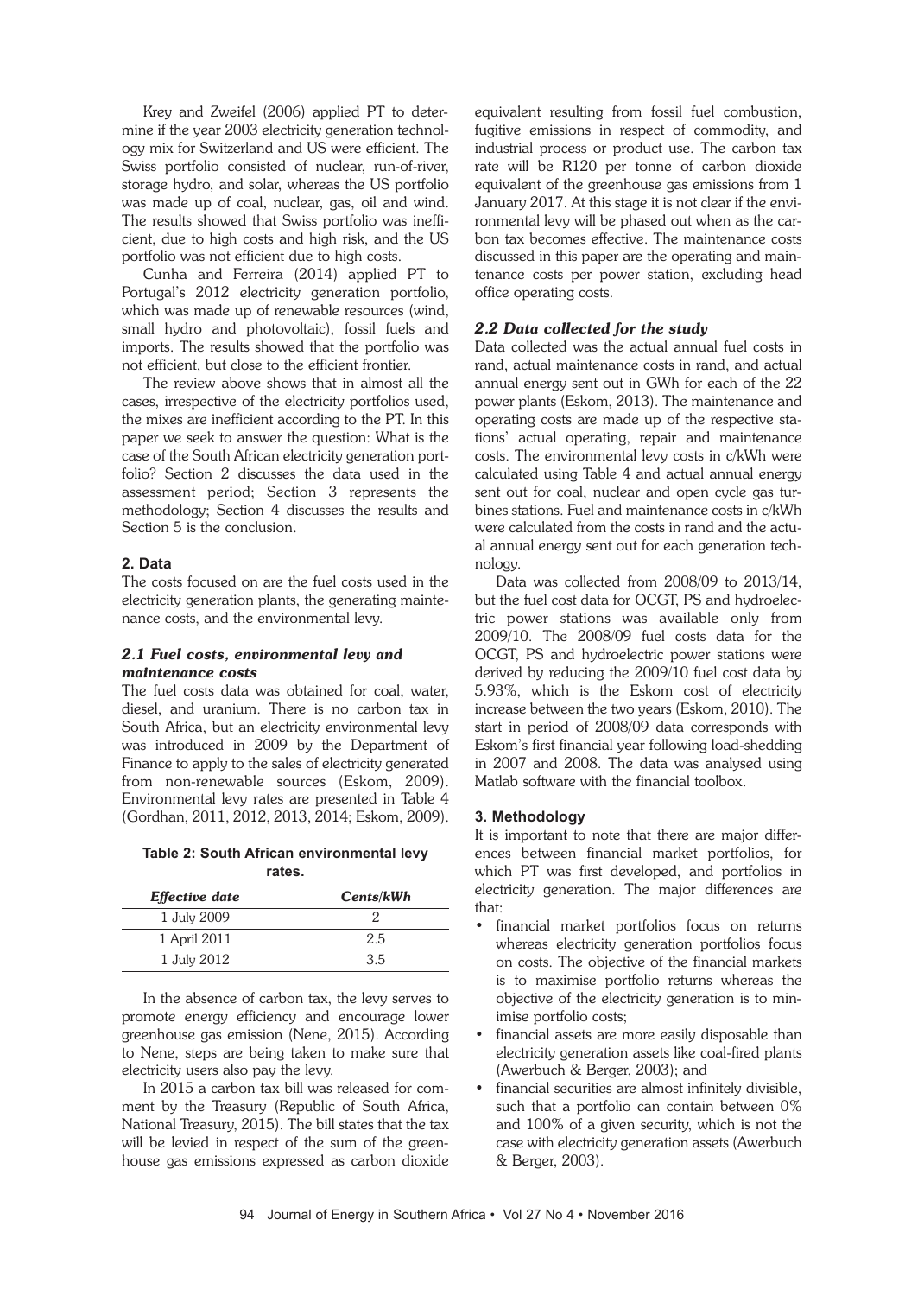Krey and Zweifel (2006) applied PT to determine if the year 2003 electricity generation technology mix for Switzerland and US were efficient. The Swiss portfolio consisted of nuclear, run-of-river, storage hydro, and solar, whereas the US portfolio was made up of coal, nuclear, gas, oil and wind. The results showed that Swiss portfolio was inefficient, due to high costs and high risk, and the US portfolio was not efficient due to high costs.

Cunha and Ferreira (2014) applied PT to Portugal's 2012 electricity generation portfolio, which was made up of renewable resources (wind, small hydro and photovoltaic), fossil fuels and imports. The results showed that the portfolio was not efficient, but close to the efficient frontier.

The review above shows that in almost all the cases, irrespective of the electricity portfolios used, the mixes are inefficient according to the PT. In this paper we seek to answer the question: What is the case of the South African electricity generation portfolio? Section 2 discusses the data used in the assessment period; Section 3 represents the methodology; Section 4 discusses the results and Section 5 is the conclusion.

## 2. Data

The costs focused on are the fuel costs used in the electricity generation plants, the generating maintenance costs, and the environmental levy.

### *2.1 Fuel costs, environmental levy and maintenance costs*

The fuel costs data was obtained for coal, water, diesel, and uranium. There is no carbon tax in South Africa, but an electricity environmental levy was introduced in 2009 by the Department of Finance to apply to the sales of electricity generated from non-renewable sources (Eskom, 2009). Environmental levy rates are presented in Table 4 (Gordhan, 2011, 2012, 2013, 2014; Eskom, 2009).

**Table 2: South African environmental levy rates.**

| *Effective date* | *Cents/kWh* |
|---|---|
| 1 July 2009 | 2 |
| 1 April 2011 | 2.5 |
| 1 July 2012 | 3.5 |

In the absence of carbon tax, the levy serves to promote energy efficiency and encourage lower greenhouse gas emission (Nene, 2015). According to Nene, steps are being taken to make sure that electricity users also pay the levy.

In 2015 a carbon tax bill was released for comment by the Treasury (Republic of South Africa, National Treasury, 2015). The bill states that the tax will be levied in respect of the sum of the greenhouse gas emissions expressed as carbon dioxide equivalent resulting from fossil fuel combustion, fugitive emissions in respect of commodity, and industrial process or product use. The carbon tax rate will be R120 per tonne of carbon dioxide equivalent of the greenhouse gas emissions from 1 January 2017. At this stage it is not clear if the environmental levy will be phased out when as the carbon tax becomes effective. The maintenance costs discussed in this paper are the operating and maintenance costs per power station, excluding head office operating costs.

### *2.2 Data collected for the study*

Data collected was the actual annual fuel costs in rand, actual maintenance costs in rand, and actual annual energy sent out in GWh for each of the 22 power plants (Eskom, 2013). The maintenance and operating costs are made up of the respective stations' actual operating, repair and maintenance costs. The environmental levy costs in c/kWh were calculated using Table 4 and actual annual energy sent out for coal, nuclear and open cycle gas turbines stations. Fuel and maintenance costs in c/kWh were calculated from the costs in rand and the actual annual energy sent out for each generation technology.

Data was collected from 2008/09 to 2013/14, but the fuel cost data for OCGT, PS and hydroelectric power stations was available only from 2009/10. The 2008/09 fuel costs data for the OCGT, PS and hydroelectric power stations were derived by reducing the 2009/10 fuel cost data by 5.93%, which is the Eskom cost of electricity increase between the two years (Eskom, 2010). The start in period of 2008/09 data corresponds with Eskom's first financial year following load-shedding in 2007 and 2008. The data was analysed using Matlab software with the financial toolbox.

## 3. Methodology

It is important to note that there are major differences between financial market portfolios, for which PT was first developed, and portfolios in electricity generation. The major differences are that:

- financial market portfolios focus on returns whereas electricity generation portfolios focus on costs. The objective of the financial markets is to maximise portfolio returns whereas the objective of the electricity generation is to minimise portfolio costs;
- financial assets are more easily disposable than electricity generation assets like coal-fired plants (Awerbuch & Berger, 2003); and
- financial securities are almost infinitely divisible, such that a portfolio can contain between 0% and 100% of a given security, which is not the case with electricity generation assets (Awerbuch & Berger, 2003).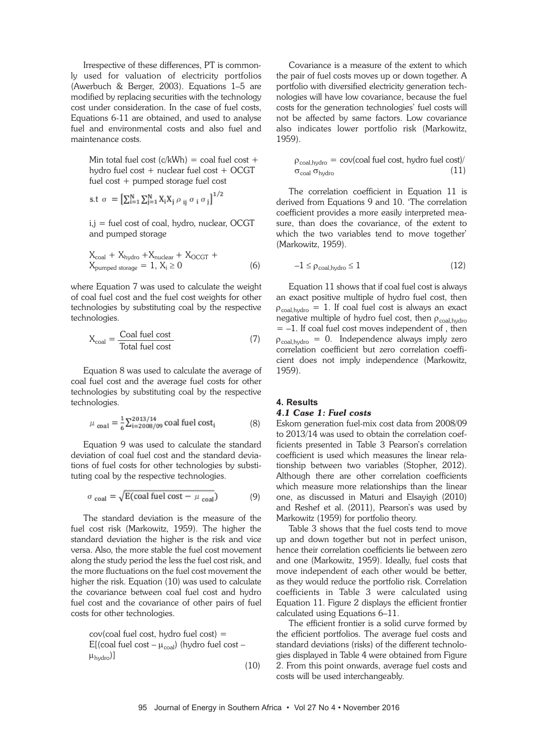Irrespective of these differences, PT is commonly used for valuation of electricity portfolios (Awerbuch & Berger, 2003). Equations 1–5 are modified by replacing securities with the technology cost under consideration. In the case of fuel costs, Equations 6-11 are obtained, and used to analyse fuel and environmental costs and also fuel and maintenance costs.

Min total fuel cost (c/kWh) = coal fuel cost + hydro fuel cost + nuclear fuel cost + OCGT fuel cost + pumped storage fuel cost

$$\text{s.t } \sigma = \left[\sum_{i=1}^{N}\sum_{j=1}^{N} X_i X_j \rho_{ij} \sigma_i \sigma_j\right]^{1/2}$$

i,j = fuel cost of coal, hydro, nuclear, OCGT and pumped storage

$$X_{coal} + X_{hydro} + X_{nuclear} + X_{OCGT} + X_{pumped\ storage} = 1,\ X_i \geq 0 \tag{6}$$

where Equation 7 was used to calculate the weight of coal fuel cost and the fuel cost weights for other technologies by substituting coal by the respective technologies.

$$X_{coal} = \frac{\text{Coal fuel cost}}{\text{Total fuel cost}} \tag{7}$$

Equation 8 was used to calculate the average of coal fuel cost and the average fuel costs for other technologies by substituting coal by the respective technologies.

$$\mu_{coal} = \frac{1}{6}\sum_{i=2008/09}^{2013/14} \text{coal fuel cost}_i \tag{8}$$

Equation 9 was used to calculate the standard deviation of coal fuel cost and the standard deviations of fuel costs for other technologies by substituting coal by the respective technologies.

$$\sigma_{coal} = \sqrt{E(\text{coal fuel cost} - \mu_{coal})} \tag{9}$$

The standard deviation is the measure of the fuel cost risk (Markowitz, 1959). The higher the standard deviation the higher is the risk and vice versa. Also, the more stable the fuel cost movement along the study period the less the fuel cost risk, and the more fluctuations on the fuel cost movement the higher the risk. Equation (10) was used to calculate the covariance between coal fuel cost and hydro fuel cost and the covariance of other pairs of fuel costs for other technologies.

$$\text{cov(coal fuel cost, hydro fuel cost)} = E[(\text{coal fuel cost} - \mu_{coal})(\text{hydro fuel cost} - \mu_{hydro})] \tag{10}$$

Covariance is a measure of the extent to which the pair of fuel costs moves up or down together. A portfolio with diversified electricity generation technologies will have low covariance, because the fuel costs for the generation technologies' fuel costs will not be affected by same factors. Low covariance also indicates lower portfolio risk (Markowitz, 1959).

$$\rho_{coal,hydro} = \text{cov(coal fuel cost, hydro fuel cost)}/\sigma_{coal}\,\sigma_{hydro} \tag{11}$$

The correlation coefficient in Equation 11 is derived from Equations 9 and 10. 'The correlation coefficient provides a more easily interpreted measure, than does the covariance, of the extent to which the two variables tend to move together' (Markowitz, 1959).

$$-1 \leq \rho_{coal,hydro} \leq 1 \tag{12}$$

Equation 11 shows that if coal fuel cost is always an exact positive multiple of hydro fuel cost, then $\rho_{coal,hydro} = 1$. If coal fuel cost is always an exact negative multiple of hydro fuel cost, then $\rho_{coal,hydro} = -1$. If coal fuel cost moves independent of , then $\rho_{coal,hydro} = 0$. Independence always imply zero correlation coefficient but zero correlation coefficient does not imply independence (Markowitz, 1959).

## 4. Results

### *4.1 Case 1: Fuel costs*

Eskom generation fuel-mix cost data from 2008/09 to 2013/14 was used to obtain the correlation coefficients presented in Table 3 Pearson's correlation coefficient is used which measures the linear relationship between two variables (Stopher, 2012). Although there are other correlation coefficients which measure more relationships than the linear one, as discussed in Maturi and Elsayigh (2010) and Reshef et al. (2011), Pearson's was used by Markowitz (1959) for portfolio theory.

Table 3 shows that the fuel costs tend to move up and down together but not in perfect unison, hence their correlation coefficients lie between zero and one (Markowitz, 1959). Ideally, fuel costs that move independent of each other would be better, as they would reduce the portfolio risk. Correlation coefficients in Table 3 were calculated using Equation 11. Figure 2 displays the efficient frontier calculated using Equations 6–11.

The efficient frontier is a solid curve formed by the efficient portfolios. The average fuel costs and standard deviations (risks) of the different technologies displayed in Table 4 were obtained from Figure 2. From this point onwards, average fuel costs and costs will be used interchangeably.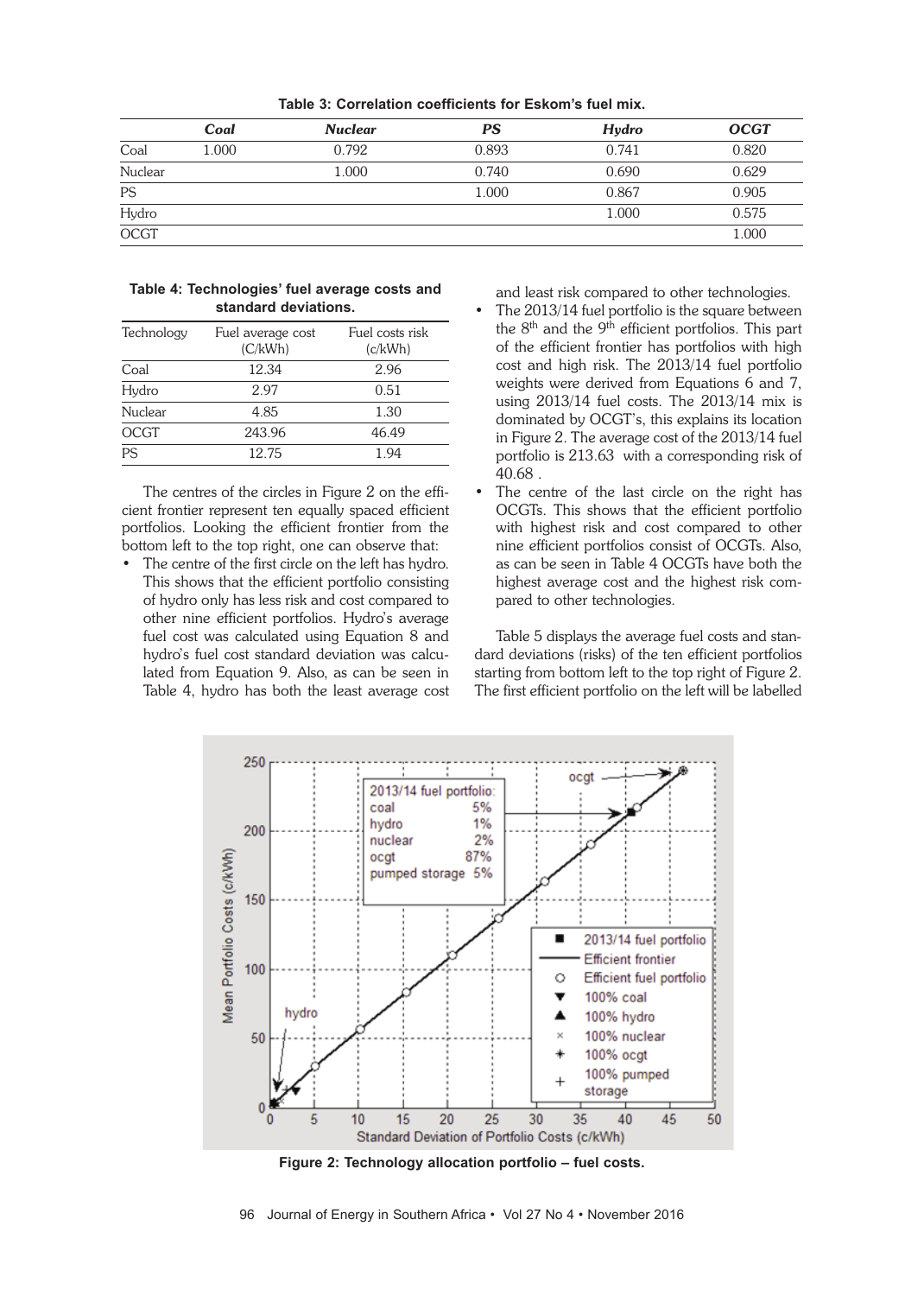**Table 3: Correlation coefficients for Eskom's fuel mix.**

| | *Coal* | *Nuclear* | *PS* | *Hydro* | *OCGT* |
|---|---|---|---|---|---|
| Coal | 1.000 | 0.792 | 0.893 | 0.741 | 0.820 |
| Nuclear | | 1.000 | 0.740 | 0.690 | 0.629 |
| PS | | | 1.000 | 0.867 | 0.905 |
| Hydro | | | | 1.000 | 0.575 |
| OCGT | | | | | 1.000 |

**Table 4: Technologies' fuel average costs and standard deviations.**

| Technology | Fuel average cost (C/kWh) | Fuel costs risk (c/kWh) |
|---|---|---|
| Coal | 12.34 | 2.96 |
| Hydro | 2.97 | 0.51 |
| Nuclear | 4.85 | 1.30 |
| OCGT | 243.96 | 46.49 |
| PS | 12.75 | 1.94 |

The centres of the circles in Figure 2 on the efficient frontier represent ten equally spaced efficient portfolios. Looking the efficient frontier from the bottom left to the top right, one can observe that:

- The centre of the first circle on the left has hydro. This shows that the efficient portfolio consisting of hydro only has less risk and cost compared to other nine efficient portfolios. Hydro's average fuel cost was calculated using Equation 8 and hydro's fuel cost standard deviation was calculated from Equation 9. Also, as can be seen in Table 4, hydro has both the least average cost and least risk compared to other technologies.
- The 2013/14 fuel portfolio is the square between the 8th and the 9th efficient portfolios. This part of the efficient frontier has portfolios with high cost and high risk. The 2013/14 fuel portfolio weights were derived from Equations 6 and 7, using 2013/14 fuel costs. The 2013/14 mix is dominated by OCGT's, this explains its location in Figure 2. The average cost of the 2013/14 fuel portfolio is 213.63 with a corresponding risk of 40.68 .
- The centre of the last circle on the right has OCGTs. This shows that the efficient portfolio with highest risk and cost compared to other nine efficient portfolios consist of OCGTs. Also, as can be seen in Table 4 OCGTs have both the highest average cost and the highest risk compared to other technologies.

Table 5 displays the average fuel costs and standard deviations (risks) of the ten efficient portfolios starting from bottom left to the top right of Figure 2. The first efficient portfolio on the left will be labelled

**Figure 2: Technology allocation portfolio – fuel costs.**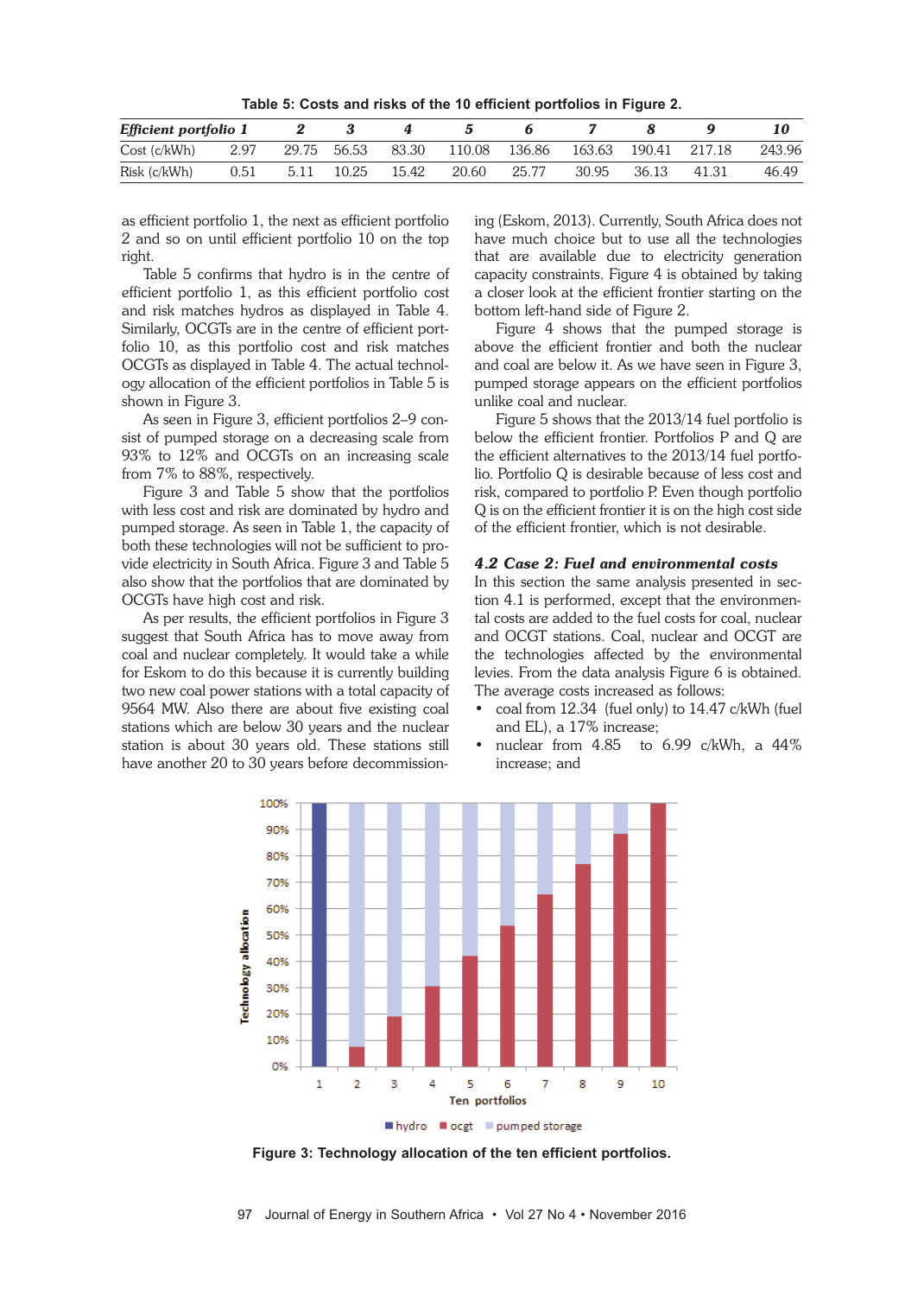**Table 5: Costs and risks of the 10 efficient portfolios in Figure 2.**

| *Efficient portfolio* | *1* | *2* | *3* | *4* | *5* | *6* | *7* | *8* | *9* | *10* |
|---|---|---|---|---|---|---|---|---|---|---|
| Cost (c/kWh) | 2.97 | 29.75 | 56.53 | 83.30 | 110.08 | 136.86 | 163.63 | 190.41 | 217.18 | 243.96 |
| Risk (c/kWh) | 0.51 | 5.11 | 10.25 | 15.42 | 20.60 | 25.77 | 30.95 | 36.13 | 41.31 | 46.49 |

as efficient portfolio 1, the next as efficient portfolio 2 and so on until efficient portfolio 10 on the top right.

Table 5 confirms that hydro is in the centre of efficient portfolio 1, as this efficient portfolio cost and risk matches hydros as displayed in Table 4. Similarly, OCGTs are in the centre of efficient portfolio 10, as this portfolio cost and risk matches OCGTs as displayed in Table 4. The actual technology allocation of the efficient portfolios in Table 5 is shown in Figure 3.

As seen in Figure 3, efficient portfolios 2–9 consist of pumped storage on a decreasing scale from 93% to 12% and OCGTs on an increasing scale from 7% to 88%, respectively.

Figure 3 and Table 5 show that the portfolios with less cost and risk are dominated by hydro and pumped storage. As seen in Table 1, the capacity of both these technologies will not be sufficient to provide electricity in South Africa. Figure 3 and Table 5 also show that the portfolios that are dominated by OCGTs have high cost and risk.

As per results, the efficient portfolios in Figure 3 suggest that South Africa has to move away from coal and nuclear completely. It would take a while for Eskom to do this because it is currently building two new coal power stations with a total capacity of 9564 MW. Also there are about five existing coal stations which are below 30 years and the nuclear station is about 30 years old. These stations still have another 20 to 30 years before decommissioning (Eskom, 2013). Currently, South Africa does not have much choice but to use all the technologies that are available due to electricity generation capacity constraints. Figure 4 is obtained by taking a closer look at the efficient frontier starting on the bottom left-hand side of Figure 2.

Figure 4 shows that the pumped storage is above the efficient frontier and both the nuclear and coal are below it. As we have seen in Figure 3, pumped storage appears on the efficient portfolios unlike coal and nuclear.

Figure 5 shows that the 2013/14 fuel portfolio is below the efficient frontier. Portfolios P and Q are the efficient alternatives to the 2013/14 fuel portfolio. Portfolio Q is desirable because of less cost and risk, compared to portfolio P. Even though portfolio Q is on the efficient frontier it is on the high cost side of the efficient frontier, which is not desirable.

### *4.2 Case 2: Fuel and environmental costs*

In this section the same analysis presented in section 4.1 is performed, except that the environmental costs are added to the fuel costs for coal, nuclear and OCGT stations. Coal, nuclear and OCGT are the technologies affected by the environmental levies. From the data analysis Figure 6 is obtained. The average costs increased as follows:

- coal from 12.34 (fuel only) to 14.47 c/kWh (fuel and EL), a 17% increase;
- nuclear from 4.85 to 6.99 c/kWh, a 44% increase; and

**Figure 3: Technology allocation of the ten efficient portfolios.**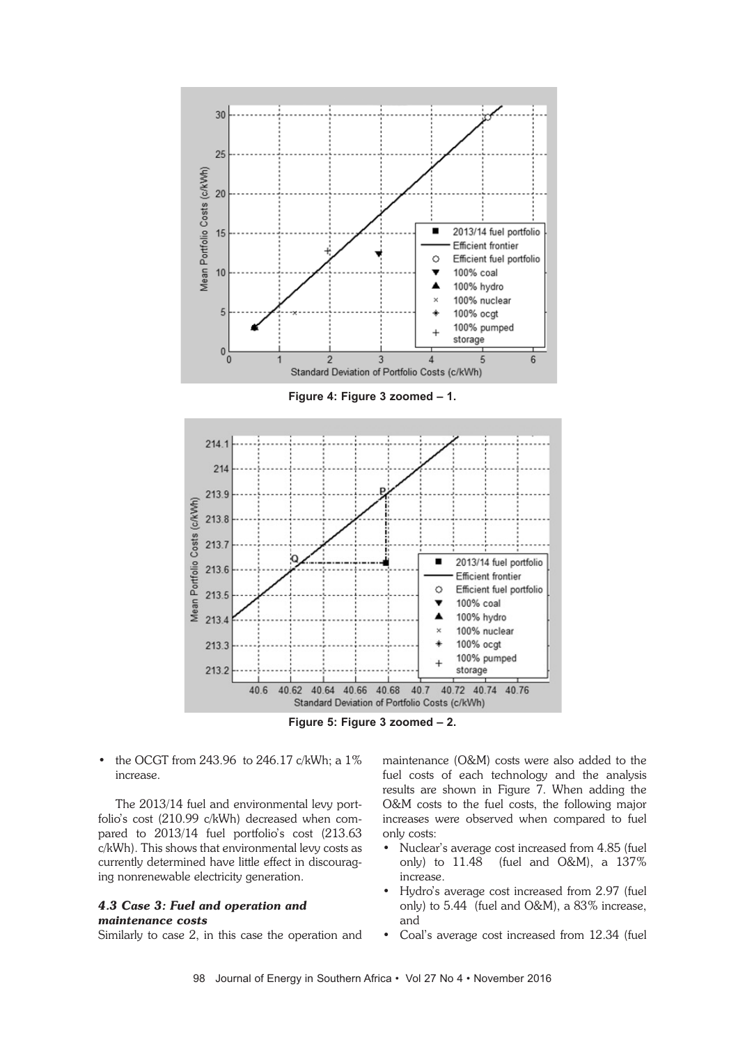Figure 4: Figure 3 zoomed – 1.

Figure 5: Figure 3 zoomed – 2.

- the OCGT from 243.96 to 246.17 c/kWh; a 1% increase.

The 2013/14 fuel and environmental levy portfolio's cost (210.99 c/kWh) decreased when compared to 2013/14 fuel portfolio's cost (213.63 c/kWh). This shows that environmental levy costs as currently determined have little effect in discouraging nonrenewable electricity generation.

### *4.3 Case 3: Fuel and operation and maintenance costs*

Similarly to case 2, in this case the operation and maintenance (O&M) costs were also added to the fuel costs of each technology and the analysis results are shown in Figure 7. When adding the O&M costs to the fuel costs, the following major increases were observed when compared to fuel only costs:

- Nuclear's average cost increased from 4.85 (fuel only) to 11.48 (fuel and O&M), a 137% increase.
- Hydro's average cost increased from 2.97 (fuel only) to 5.44 (fuel and O&M), a 83% increase, and
- Coal's average cost increased from 12.34 (fuel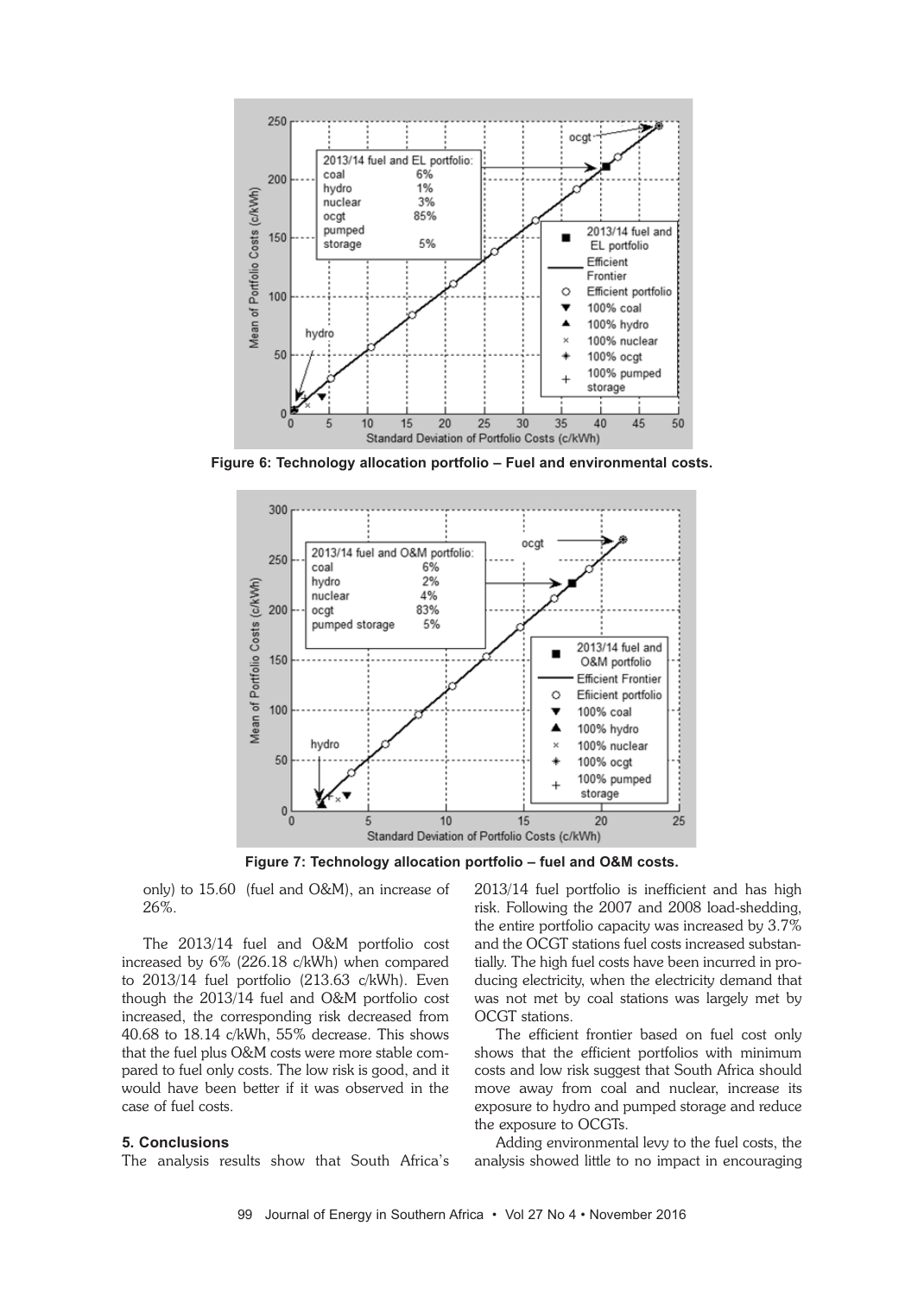Figure 6: Technology allocation portfolio – Fuel and environmental costs.

Figure 7: Technology allocation portfolio – fuel and O&M costs.

only) to 15.60 (fuel and O&M), an increase of 26%.

The 2013/14 fuel and O&M portfolio cost increased by 6% (226.18 c/kWh) when compared to 2013/14 fuel portfolio (213.63 c/kWh). Even though the 2013/14 fuel and O&M portfolio cost increased, the corresponding risk decreased from 40.68 to 18.14 c/kWh, 55% decrease. This shows that the fuel plus O&M costs were more stable compared to fuel only costs. The low risk is good, and it would have been better if it was observed in the case of fuel costs.

## 5. Conclusions

The analysis results show that South Africa's 2013/14 fuel portfolio is inefficient and has high risk. Following the 2007 and 2008 load-shedding, the entire portfolio capacity was increased by 3.7% and the OCGT stations fuel costs increased substantially. The high fuel costs have been incurred in producing electricity, when the electricity demand that was not met by coal stations was largely met by OCGT stations.

The efficient frontier based on fuel cost only shows that the efficient portfolios with minimum costs and low risk suggest that South Africa should move away from coal and nuclear, increase its exposure to hydro and pumped storage and reduce the exposure to OCGTs.

Adding environmental levy to the fuel costs, the analysis showed little to no impact in encouraging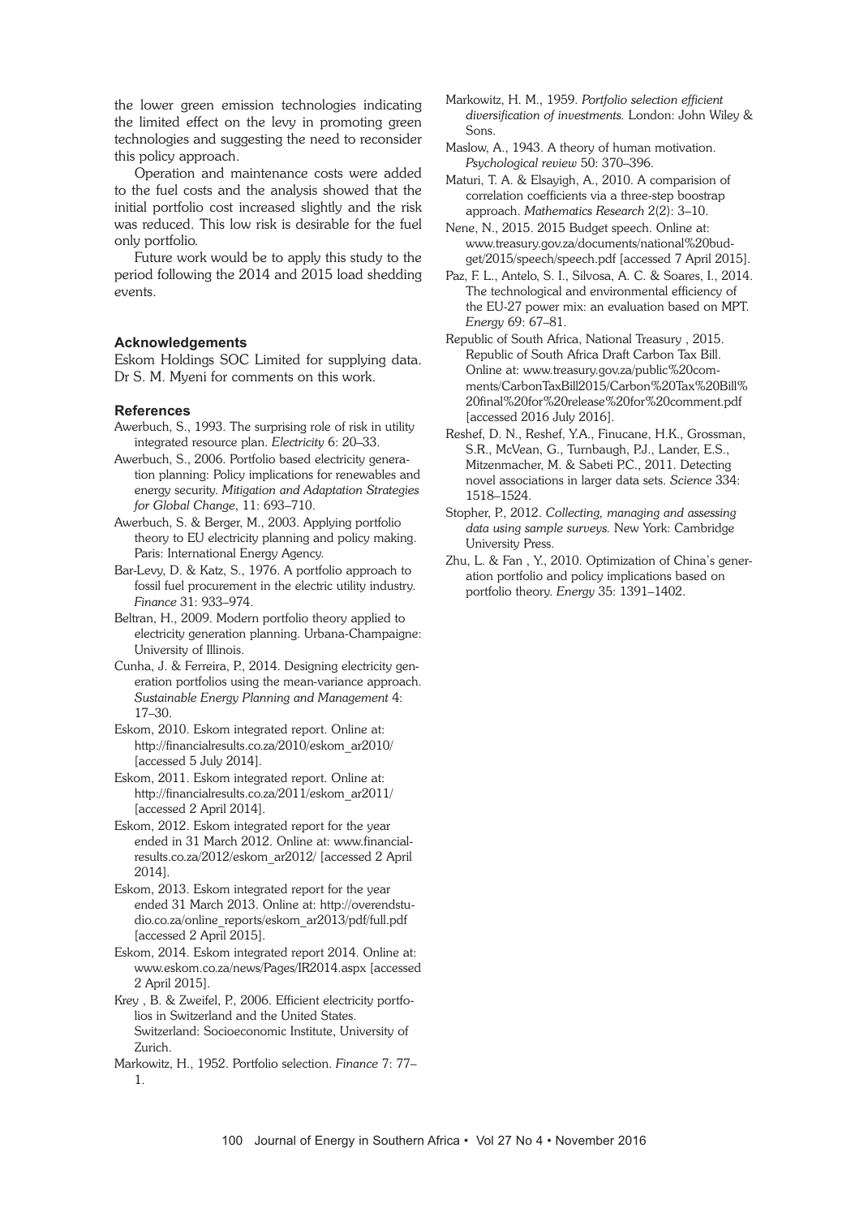the lower green emission technologies indicating the limited effect on the levy in promoting green technologies and suggesting the need to reconsider this policy approach.

Operation and maintenance costs were added to the fuel costs and the analysis showed that the initial portfolio cost increased slightly and the risk was reduced. This low risk is desirable for the fuel only portfolio.

Future work would be to apply this study to the period following the 2014 and 2015 load shedding events.

## Acknowledgements

Eskom Holdings SOC Limited for supplying data. Dr S. M. Myeni for comments on this work.

## References

Awerbuch, S., 1993. The surprising role of risk in utility integrated resource plan. *Electricity* 6: 20–33.

Awerbuch, S., 2006. Portfolio based electricity generation planning: Policy implications for renewables and energy security. *Mitigation and Adaptation Strategies for Global Change*, 11: 693–710.

Awerbuch, S. & Berger, M., 2003. Applying portfolio theory to EU electricity planning and policy making. Paris: International Energy Agency.

Bar-Levy, D. & Katz, S., 1976. A portfolio approach to fossil fuel procurement in the electric utility industry. *Finance* 31: 933–974.

Beltran, H., 2009. Modern portfolio theory applied to electricity generation planning. Urbana-Champaigne: University of Illinois.

Cunha, J. & Ferreira, P., 2014. Designing electricity generation portfolios using the mean-variance approach. *Sustainable Energy Planning and Management* 4: 17–30.

Eskom, 2010. Eskom integrated report. Online at: http://financialresults.co.za/2010/eskom_ar2010/ [accessed 5 July 2014].

Eskom, 2011. Eskom integrated report. Online at: http://financialresults.co.za/2011/eskom_ar2011/ [accessed 2 April 2014].

Eskom, 2012. Eskom integrated report for the year ended in 31 March 2012. Online at: www.financialresults.co.za/2012/eskom_ar2012/ [accessed 2 April 2014].

Eskom, 2013. Eskom integrated report for the year ended 31 March 2013. Online at: http://overendstudio.co.za/online_reports/eskom_ar2013/pdf/full.pdf [accessed 2 April 2015].

Eskom, 2014. Eskom integrated report 2014. Online at: www.eskom.co.za/news/Pages/IR2014.aspx [accessed 2 April 2015].

Krey , B. & Zweifel, P., 2006. Efficient electricity portfolios in Switzerland and the United States. Switzerland: Socioeconomic Institute, University of Zurich.

Markowitz, H., 1952. Portfolio selection. *Finance* 7: 77–1.

Markowitz, H. M., 1959. *Portfolio selection efficient diversification of investments.* London: John Wiley & Sons.

Maslow, A., 1943. A theory of human motivation. *Psychological review* 50: 370–396.

Maturi, T. A. & Elsayigh, A., 2010. A comparision of correlation coefficients via a three-step boostrap approach. *Mathematics Research* 2(2): 3–10.

Nene, N., 2015. 2015 Budget speech. Online at: www.treasury.gov.za/documents/national%20budget/2015/speech/speech.pdf [accessed 7 April 2015].

Paz, F. L., Antelo, S. I., Silvosa, A. C. & Soares, I., 2014. The technological and environmental efficiency of the EU-27 power mix: an evaluation based on MPT. *Energy* 69: 67–81.

Republic of South Africa, National Treasury , 2015. Republic of South Africa Draft Carbon Tax Bill. Online at: www.treasury.gov.za/public%20comments/CarbonTaxBill2015/Carbon%20Tax%20Bill%20final%20for%20release%20for%20comment.pdf [accessed 2016 July 2016].

Reshef, D. N., Reshef, Y.A., Finucane, H.K., Grossman, S.R., McVean, G., Turnbaugh, P.J., Lander, E.S., Mitzenmacher, M. & Sabeti P.C., 2011. Detecting novel associations in larger data sets. *Science* 334: 1518–1524.

Stopher, P., 2012. *Collecting, managing and assessing data using sample surveys.* New York: Cambridge University Press.

Zhu, L. & Fan , Y., 2010. Optimization of China's generation portfolio and policy implications based on portfolio theory. *Energy* 35: 1391–1402.